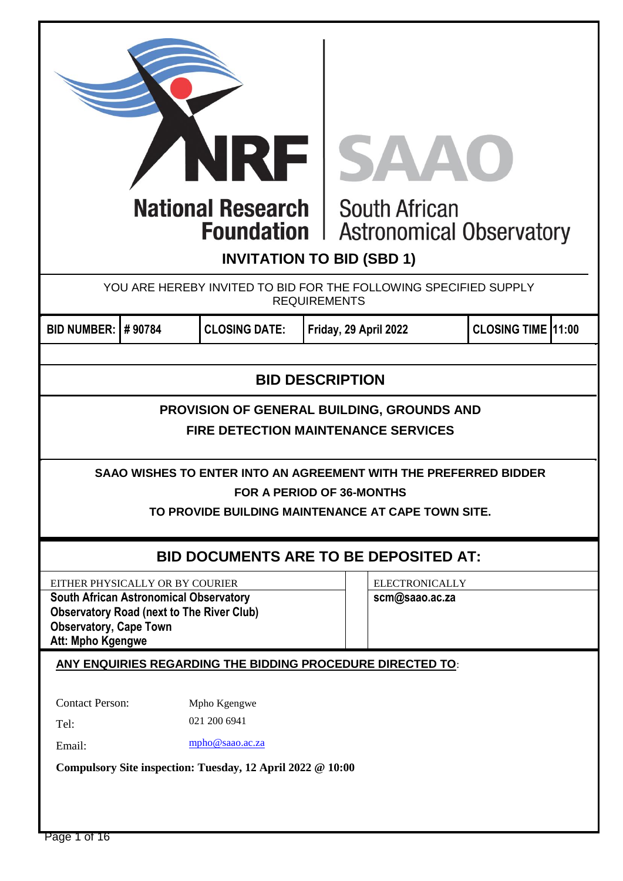National Research Foundation | SAAO South African Astronomical Observatory

# INVITATION TO BID (SBD 1)

YOU ARE HEREBY INVITED TO BID FOR THE FOLLOWING SPECIFIED SUPPLY REQUIREMENTS

| BID NUMBER: | # 90784 | CLOSING DATE: | Friday, 29 April 2022 | CLOSING TIME | 11:00 |
|---|---|---|---|---|---|

## BID DESCRIPTION

**PROVISION OF GENERAL BUILDING, GROUNDS AND FIRE DETECTION MAINTENANCE SERVICES**

**SAAO WISHES TO ENTER INTO AN AGREEMENT WITH THE PREFERRED BIDDER FOR A PERIOD OF 36-MONTHS TO PROVIDE BUILDING MAINTENANCE AT CAPE TOWN SITE.**

## BID DOCUMENTS ARE TO BE DEPOSITED AT:

| EITHER PHYSICALLY OR BY COURIER | ELECTRONICALLY |
|---|---|
| **South African Astronomical Observatory**<br>**Observatory Road (next to The River Club)**<br>**Observatory, Cape Town**<br>**Att: Mpho Kgengwe** | **scm@saao.ac.za** |

**ANY ENQUIRIES REGARDING THE BIDDING PROCEDURE DIRECTED TO:**

| | |
|---|---|
| Contact Person: | Mpho Kgengwe |
| Tel: | 021 200 6941 |
| Email: | mpho@saao.ac.za |

**Compulsory Site inspection: Tuesday, 12 April 2022 @ 10:00**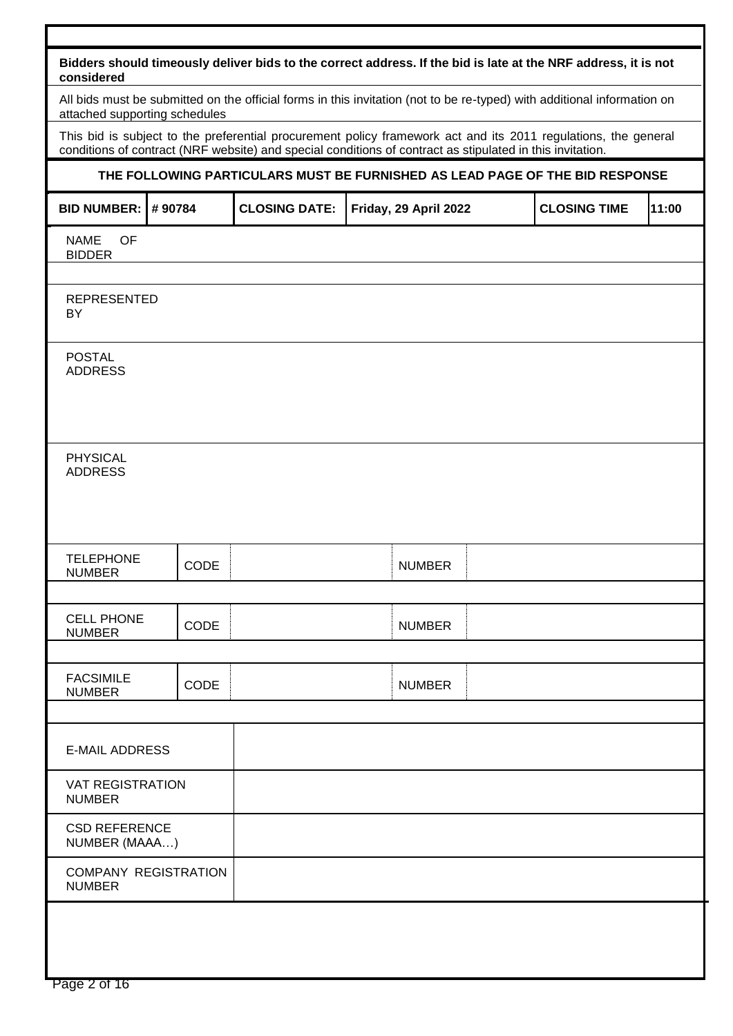**Bidders should timeously deliver bids to the correct address. If the bid is late at the NRF address, it is not considered**

All bids must be submitted on the official forms in this invitation (not to be re-typed) with additional information on attached supporting schedules

This bid is subject to the preferential procurement policy framework act and its 2011 regulations, the general conditions of contract (NRF website) and special conditions of contract as stipulated in this invitation.

**THE FOLLOWING PARTICULARS MUST BE FURNISHED AS LEAD PAGE OF THE BID RESPONSE**

| **BID NUMBER:** | **# 90784** | **CLOSING DATE:** | **Friday, 29 April 2022** | **CLOSING TIME** | **11:00** |
|---|---|---|---|---|---|

| | |
|---|---|
| NAME OF BIDDER | |
| REPRESENTED BY | |
| POSTAL ADDRESS | |
| PHYSICAL ADDRESS | |

| | | | | |
|---|---|---|---|---|
| TELEPHONE NUMBER | CODE | | NUMBER | |
| CELL PHONE NUMBER | CODE | | NUMBER | |
| FACSIMILE NUMBER | CODE | | NUMBER | |

| | |
|---|---|
| E-MAIL ADDRESS | |
| VAT REGISTRATION NUMBER | |
| CSD REFERENCE NUMBER (MAAA…) | |
| COMPANY REGISTRATION NUMBER | |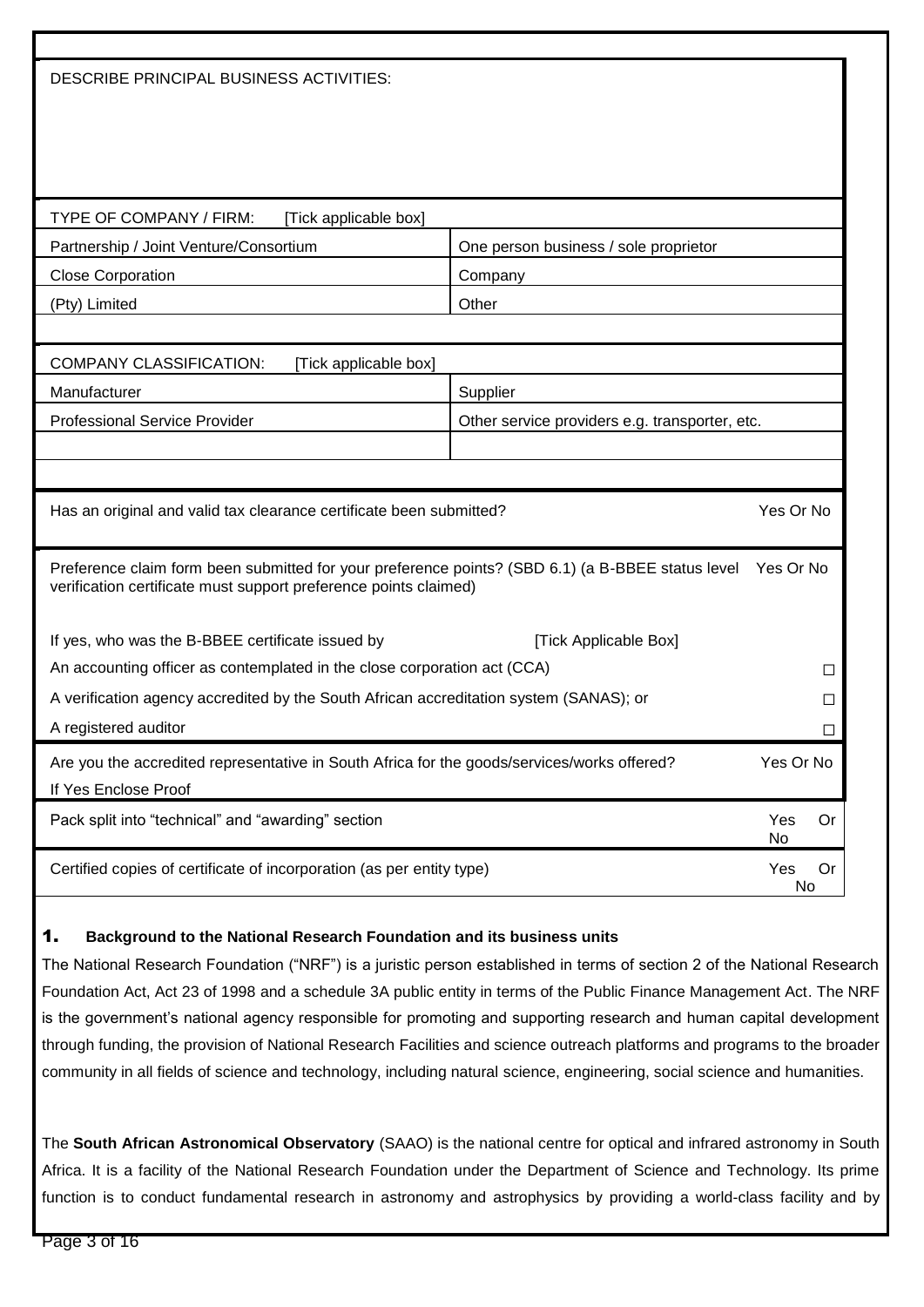DESCRIBE PRINCIPAL BUSINESS ACTIVITIES:

| TYPE OF COMPANY / FIRM: [Tick applicable box] | |
|---|---|
| Partnership / Joint Venture/Consortium | One person business / sole proprietor |
| Close Corporation | Company |
| (Pty) Limited | Other |

| COMPANY CLASSIFICATION: [Tick applicable box] | |
|---|---|
| Manufacturer | Supplier |
| Professional Service Provider | Other service providers e.g. transporter, etc. |
| | |

| | |
|---|---|
| Has an original and valid tax clearance certificate been submitted? | Yes Or No |
| Preference claim form been submitted for your preference points? (SBD 6.1) (a B-BBEE status level verification certificate must support preference points claimed) | Yes Or No |
| If yes, who was the B-BBEE certificate issued by [Tick Applicable Box] | |
| An accounting officer as contemplated in the close corporation act (CCA) | ☐ |
| A verification agency accredited by the South African accreditation system (SANAS); or | ☐ |
| A registered auditor | ☐ |
| Are you the accredited representative in South Africa for the goods/services/works offered? If Yes Enclose Proof | Yes Or No |
| Pack split into "technical" and "awarding" section | Yes Or No |
| Certified copies of certificate of incorporation (as per entity type) | Yes Or No |

## 1. Background to the National Research Foundation and its business units

The National Research Foundation ("NRF") is a juristic person established in terms of section 2 of the National Research Foundation Act, Act 23 of 1998 and a schedule 3A public entity in terms of the Public Finance Management Act. The NRF is the government's national agency responsible for promoting and supporting research and human capital development through funding, the provision of National Research Facilities and science outreach platforms and programs to the broader community in all fields of science and technology, including natural science, engineering, social science and humanities.

The **South African Astronomical Observatory** (SAAO) is the national centre for optical and infrared astronomy in South Africa. It is a facility of the National Research Foundation under the Department of Science and Technology. Its prime function is to conduct fundamental research in astronomy and astrophysics by providing a world-class facility and by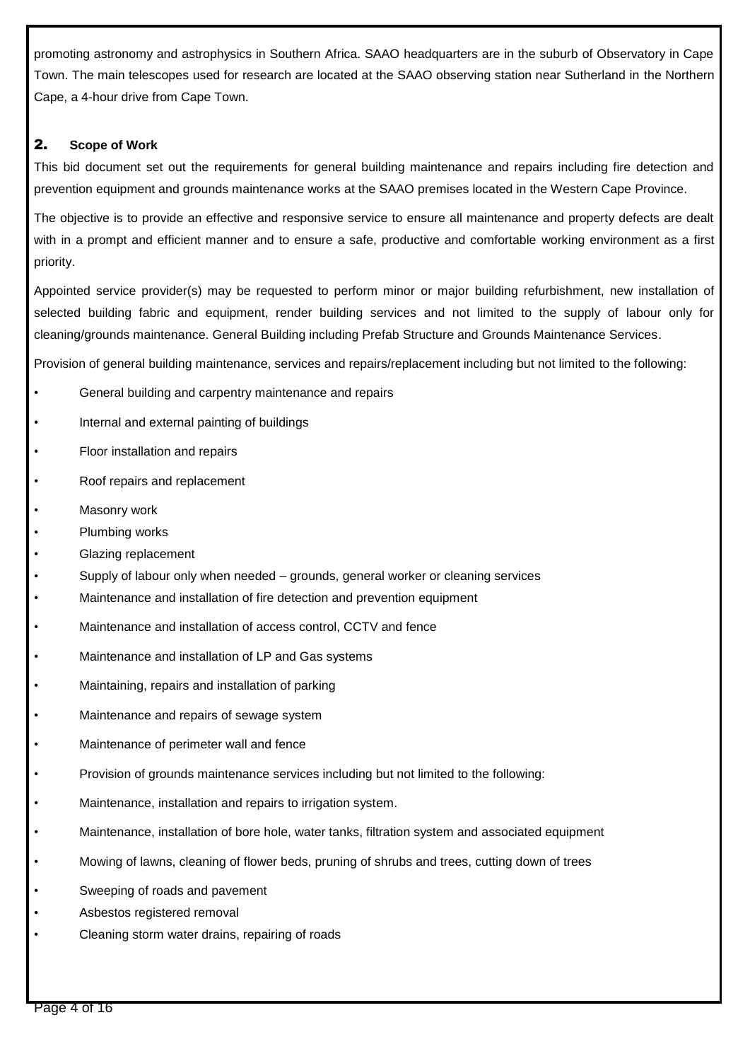promoting astronomy and astrophysics in Southern Africa. SAAO headquarters are in the suburb of Observatory in Cape Town. The main telescopes used for research are located at the SAAO observing station near Sutherland in the Northern Cape, a 4-hour drive from Cape Town.

## 2. Scope of Work

This bid document set out the requirements for general building maintenance and repairs including fire detection and prevention equipment and grounds maintenance works at the SAAO premises located in the Western Cape Province.

The objective is to provide an effective and responsive service to ensure all maintenance and property defects are dealt with in a prompt and efficient manner and to ensure a safe, productive and comfortable working environment as a first priority.

Appointed service provider(s) may be requested to perform minor or major building refurbishment, new installation of selected building fabric and equipment, render building services and not limited to the supply of labour only for cleaning/grounds maintenance. General Building including Prefab Structure and Grounds Maintenance Services.

Provision of general building maintenance, services and repairs/replacement including but not limited to the following:

- General building and carpentry maintenance and repairs
- Internal and external painting of buildings
- Floor installation and repairs
- Roof repairs and replacement
- Masonry work
- Plumbing works
- Glazing replacement
- Supply of labour only when needed – grounds, general worker or cleaning services
- Maintenance and installation of fire detection and prevention equipment
- Maintenance and installation of access control, CCTV and fence
- Maintenance and installation of LP and Gas systems
- Maintaining, repairs and installation of parking
- Maintenance and repairs of sewage system
- Maintenance of perimeter wall and fence
- Provision of grounds maintenance services including but not limited to the following:
- Maintenance, installation and repairs to irrigation system.
- Maintenance, installation of bore hole, water tanks, filtration system and associated equipment
- Mowing of lawns, cleaning of flower beds, pruning of shrubs and trees, cutting down of trees
- Sweeping of roads and pavement
- Asbestos registered removal
- Cleaning storm water drains, repairing of roads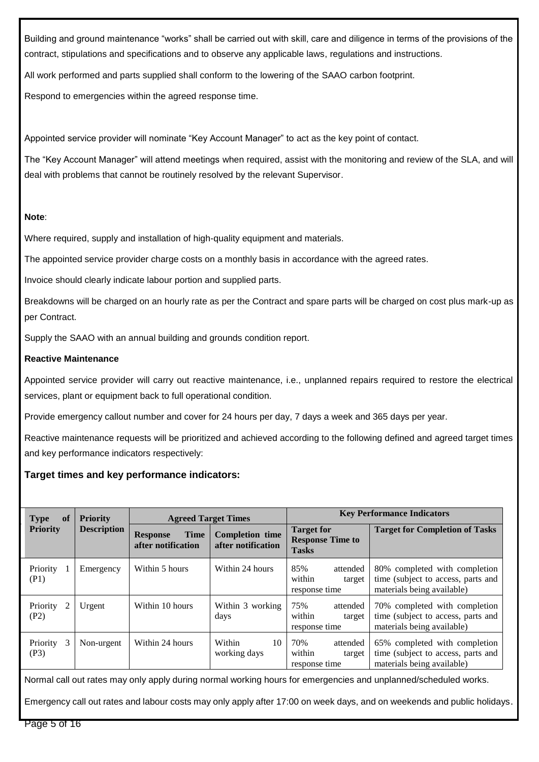Building and ground maintenance "works" shall be carried out with skill, care and diligence in terms of the provisions of the contract, stipulations and specifications and to observe any applicable laws, regulations and instructions.

All work performed and parts supplied shall conform to the lowering of the SAAO carbon footprint.

Respond to emergencies within the agreed response time.

Appointed service provider will nominate "Key Account Manager" to act as the key point of contact.

The "Key Account Manager" will attend meetings when required, assist with the monitoring and review of the SLA, and will deal with problems that cannot be routinely resolved by the relevant Supervisor.

**Note**:

Where required, supply and installation of high-quality equipment and materials.

The appointed service provider charge costs on a monthly basis in accordance with the agreed rates.

Invoice should clearly indicate labour portion and supplied parts.

Breakdowns will be charged on an hourly rate as per the Contract and spare parts will be charged on cost plus mark-up as per Contract.

Supply the SAAO with an annual building and grounds condition report.

**Reactive Maintenance**

Appointed service provider will carry out reactive maintenance, i.e., unplanned repairs required to restore the electrical services, plant or equipment back to full operational condition.

Provide emergency callout number and cover for 24 hours per day, 7 days a week and 365 days per year.

Reactive maintenance requests will be prioritized and achieved according to the following defined and agreed target times and key performance indicators respectively:

**Target times and key performance indicators:**

| Type of Priority | Priority Description | Agreed Target Times | | Key Performance Indicators | |
|---|---|---|---|---|---|
| | | Response Time after notification | Completion time after notification | Target for Response Time to Tasks | Target for Completion of Tasks |
| Priority 1 (P1) | Emergency | Within 5 hours | Within 24 hours | 85% attended within target response time | 80% completed with completion time (subject to access, parts and materials being available) |
| Priority 2 (P2) | Urgent | Within 10 hours | Within 3 working days | 75% attended within target response time | 70% completed with completion time (subject to access, parts and materials being available) |
| Priority 3 (P3) | Non-urgent | Within 24 hours | Within 10 working days | 70% attended within target response time | 65% completed with completion time (subject to access, parts and materials being available) |

Normal call out rates may only apply during normal working hours for emergencies and unplanned/scheduled works.

Emergency call out rates and labour costs may only apply after 17:00 on week days, and on weekends and public holidays.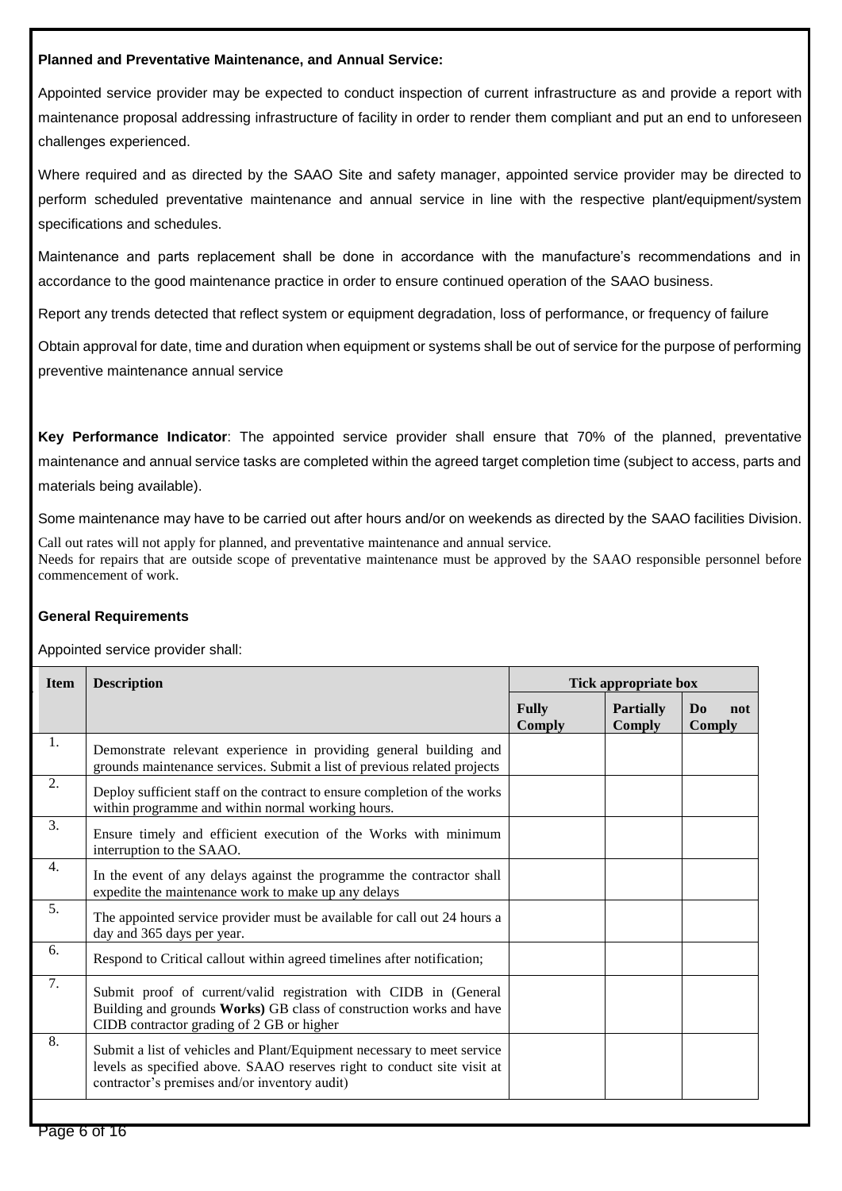**Planned and Preventative Maintenance, and Annual Service:**

Appointed service provider may be expected to conduct inspection of current infrastructure as and provide a report with maintenance proposal addressing infrastructure of facility in order to render them compliant and put an end to unforeseen challenges experienced.

Where required and as directed by the SAAO Site and safety manager, appointed service provider may be directed to perform scheduled preventative maintenance and annual service in line with the respective plant/equipment/system specifications and schedules.

Maintenance and parts replacement shall be done in accordance with the manufacture's recommendations and in accordance to the good maintenance practice in order to ensure continued operation of the SAAO business.

Report any trends detected that reflect system or equipment degradation, loss of performance, or frequency of failure

Obtain approval for date, time and duration when equipment or systems shall be out of service for the purpose of performing preventive maintenance annual service

**Key Performance Indicator**: The appointed service provider shall ensure that 70% of the planned, preventative maintenance and annual service tasks are completed within the agreed target completion time (subject to access, parts and materials being available).

Some maintenance may have to be carried out after hours and/or on weekends as directed by the SAAO facilities Division.

Call out rates will not apply for planned, and preventative maintenance and annual service.

Needs for repairs that are outside scope of preventative maintenance must be approved by the SAAO responsible personnel before commencement of work.

**General Requirements**

Appointed service provider shall:

| **Item** | **Description** | **Tick appropriate box** | | |
|---|---|---|---|---|
| | | **Fully Comply** | **Partially Comply** | **Do not Comply** |
| 1. | Demonstrate relevant experience in providing general building and grounds maintenance services. Submit a list of previous related projects | | | |
| 2. | Deploy sufficient staff on the contract to ensure completion of the works within programme and within normal working hours. | | | |
| 3. | Ensure timely and efficient execution of the Works with minimum interruption to the SAAO. | | | |
| 4. | In the event of any delays against the programme the contractor shall expedite the maintenance work to make up any delays | | | |
| 5. | The appointed service provider must be available for call out 24 hours a day and 365 days per year. | | | |
| 6. | Respond to Critical callout within agreed timelines after notification; | | | |
| 7. | Submit proof of current/valid registration with CIDB in (General Building and grounds **Works)** GB class of construction works and have CIDB contractor grading of 2 GB or higher | | | |
| 8. | Submit a list of vehicles and Plant/Equipment necessary to meet service levels as specified above. SAAO reserves right to conduct site visit at contractor's premises and/or inventory audit) | | | |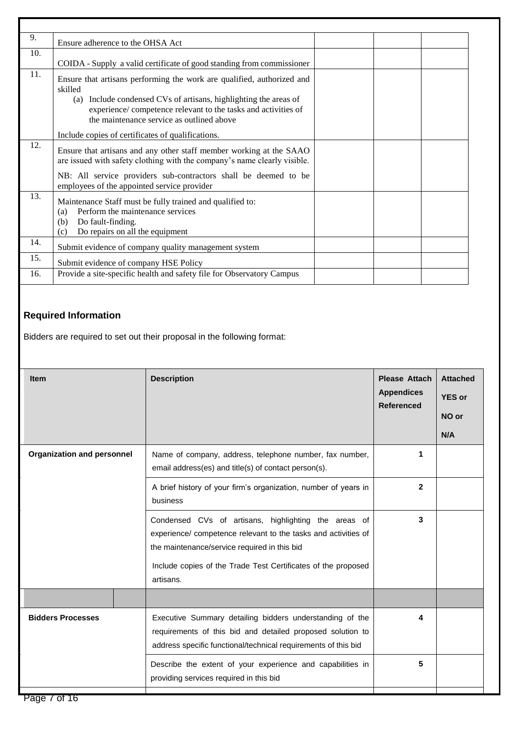| | | | | |
|---|---|---|---|---|
| 9. | Ensure adherence to the OHSA Act | | | |
| 10. | COIDA - Supply a valid certificate of good standing from commissioner | | | |
| 11. | Ensure that artisans performing the work are qualified, authorized and skilled<br>(a) Include condensed CVs of artisans, highlighting the areas of experience/ competence relevant to the tasks and activities of the maintenance service as outlined above<br><br>Include copies of certificates of qualifications. | | | |
| 12. | Ensure that artisans and any other staff member working at the SAAO are issued with safety clothing with the company's name clearly visible.<br><br>NB: All service providers sub-contractors shall be deemed to be employees of the appointed service provider | | | |
| 13. | Maintenance Staff must be fully trained and qualified to:<br>(a) Perform the maintenance services<br>(b) Do fault-finding.<br>(c) Do repairs on all the equipment | | | |
| 14. | Submit evidence of company quality management system | | | |
| 15. | Submit evidence of company HSE Policy | | | |
| 16. | Provide a site-specific health and safety file for Observatory Campus | | | |

## Required Information

Bidders are required to set out their proposal in the following format:

| Item | Description | Please Attach Appendices Referenced | Attached YES or NO or N/A |
|---|---|---|---|
| **Organization and personnel** | Name of company, address, telephone number, fax number, email address(es) and title(s) of contact person(s). | 1 | |
| | A brief history of your firm's organization, number of years in business | 2 | |
| | Condensed CVs of artisans, highlighting the areas of experience/ competence relevant to the tasks and activities of the maintenance/service required in this bid<br><br>Include copies of the Trade Test Certificates of the proposed artisans. | 3 | |
| | | | |
| **Bidders Processes** | Executive Summary detailing bidders understanding of the requirements of this bid and detailed proposed solution to address specific functional/technical requirements of this bid | 4 | |
| | Describe the extent of your experience and capabilities in providing services required in this bid | 5 | |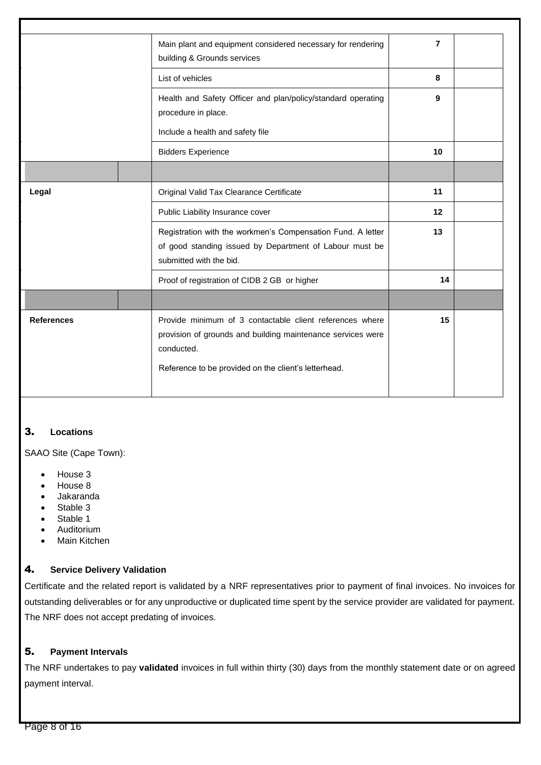| | | | | |
|---|---|---|---|---|
| | | Main plant and equipment considered necessary for rendering building & Grounds services | 7 | |
| | | List of vehicles | 8 | |
| | | Health and Safety Officer and plan/policy/standard operating procedure in place.<br><br>Include a health and safety file | 9 | |
| | | Bidders Experience | 10 | |
| | | | | |
| **Legal** | | Original Valid Tax Clearance Certificate | 11 | |
| | | Public Liability Insurance cover | 12 | |
| | | Registration with the workmen's Compensation Fund. A letter of good standing issued by Department of Labour must be submitted with the bid. | 13 | |
| | | Proof of registration of CIDB 2 GB or higher | 14 | |
| | | | | |
| **References** | | Provide minimum of 3 contactable client references where provision of grounds and building maintenance services were conducted.<br><br>Reference to be provided on the client's letterhead. | 15 | |

## 3. Locations

SAAO Site (Cape Town):

- House 3
- House 8
- Jakaranda
- Stable 3
- Stable 1
- Auditorium
- Main Kitchen

## 4. Service Delivery Validation

Certificate and the related report is validated by a NRF representatives prior to payment of final invoices. No invoices for outstanding deliverables or for any unproductive or duplicated time spent by the service provider are validated for payment. The NRF does not accept predating of invoices.

## 5. Payment Intervals

The NRF undertakes to pay **validated** invoices in full within thirty (30) days from the monthly statement date or on agreed payment interval.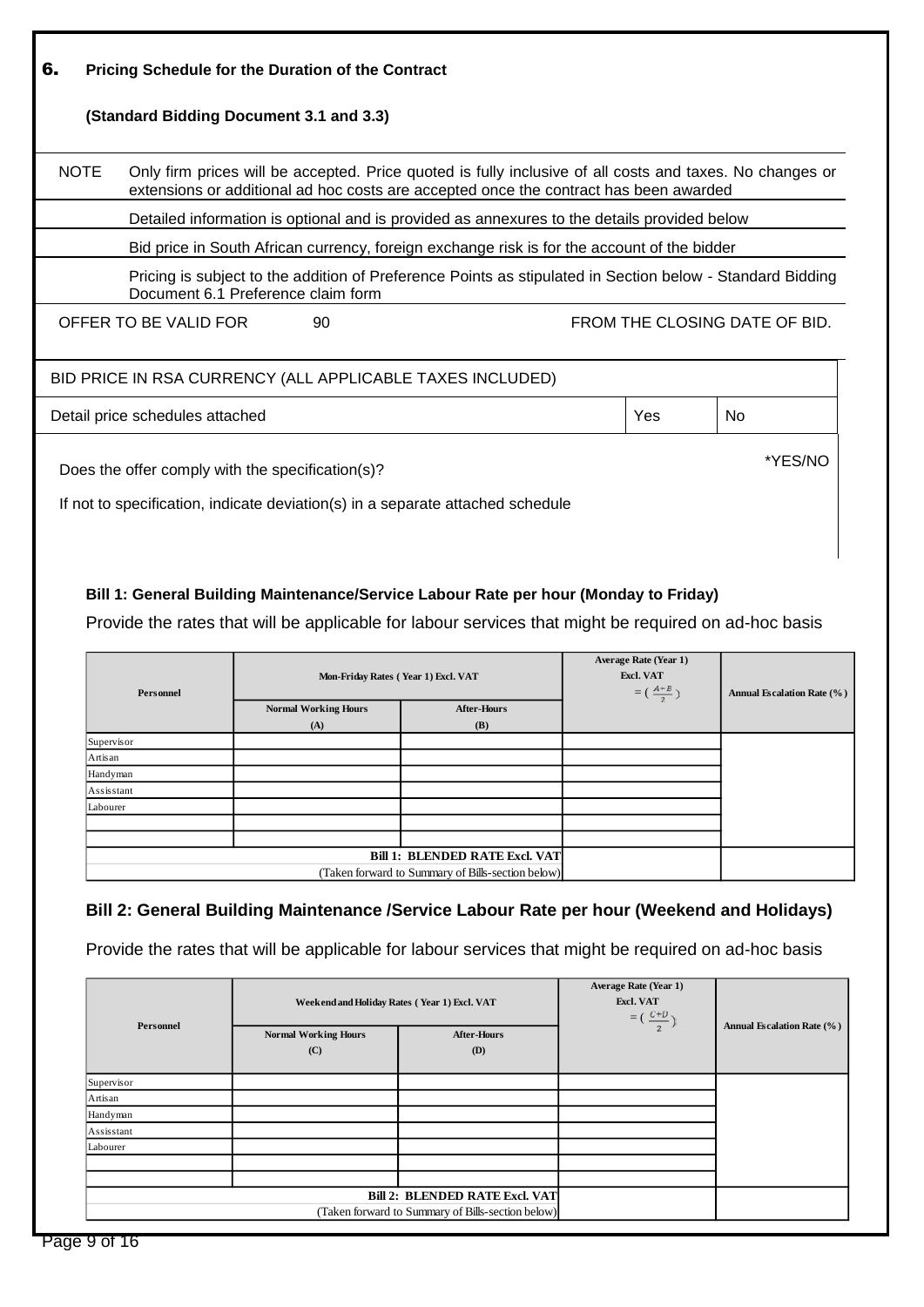## 6. Pricing Schedule for the Duration of the Contract

**(Standard Bidding Document 3.1 and 3.3)**

| | |
|---|---|
| NOTE | Only firm prices will be accepted. Price quoted is fully inclusive of all costs and taxes. No changes or extensions or additional ad hoc costs are accepted once the contract has been awarded |
| | Detailed information is optional and is provided as annexures to the details provided below |
| | Bid price in South African currency, foreign exchange risk is for the account of the bidder |
| | Pricing is subject to the addition of Preference Points as stipulated in Section below - Standard Bidding Document 6.1 Preference claim form |

OFFER TO BE VALID FOR 90 FROM THE CLOSING DATE OF BID.

| | | |
|---|---|---|
| BID PRICE IN RSA CURRENCY (ALL APPLICABLE TAXES INCLUDED) | | |
| Detail price schedules attached | Yes | No |

Does the offer comply with the specification(s)? *YES/NO

If not to specification, indicate deviation(s) in a separate attached schedule

### Bill 1: General Building Maintenance/Service Labour Rate per hour (Monday to Friday)

Provide the rates that will be applicable for labour services that might be required on ad-hoc basis

| Personnel | Mon-Friday Rates ( Year 1) Excl. VAT | | Average Rate (Year 1) Excl. VAT $= (\frac{A+B}{2})$ | Annual Escalation Rate (%) |
|---|---|---|---|---|
| | Normal Working Hours (A) | After-Hours (B) | | |
| Supervisor | | | | |
| Artisan | | | | |
| Handyman | | | | |
| Assisstant | | | | |
| Labourer | | | | |
| | | | | |
| | | | | |
| **Bill 1: BLENDED RATE Excl. VAT** (Taken forward to Summary of Bills-section below) | | | | |

### Bill 2: General Building Maintenance /Service Labour Rate per hour (Weekend and Holidays)

Provide the rates that will be applicable for labour services that might be required on ad-hoc basis

| Personnel | Weekend and Holiday Rates ( Year 1) Excl. VAT | | Average Rate (Year 1) Excl. VAT $= (\frac{C+D}{2})$ | Annual Escalation Rate (%) |
|---|---|---|---|---|
| | Normal Working Hours (C) | After-Hours (D) | | |
| Supervisor | | | | |
| Artisan | | | | |
| Handyman | | | | |
| Assisstant | | | | |
| Labourer | | | | |
| | | | | |
| | | | | |
| **Bill 2: BLENDED RATE Excl. VAT** (Taken forward to Summary of Bills-section below) | | | | |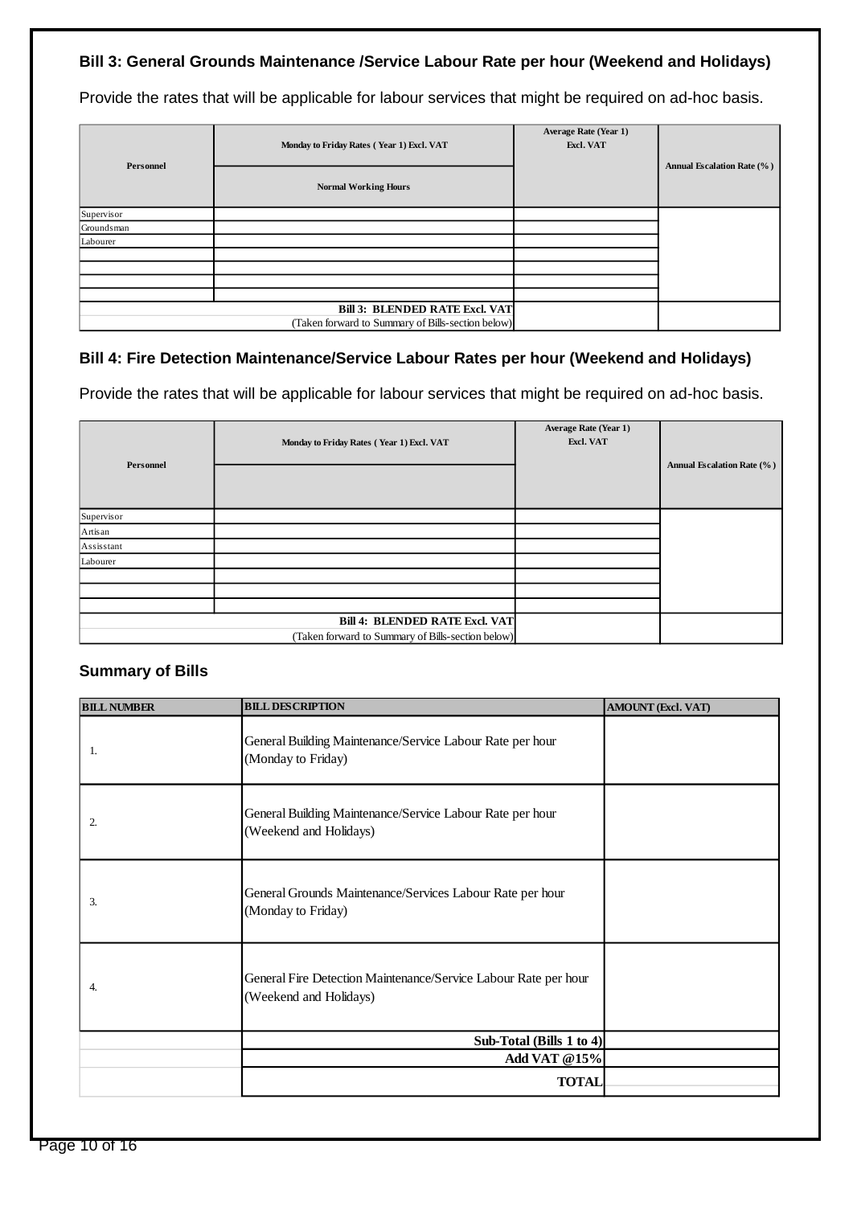**Bill 3: General Grounds Maintenance /Service Labour Rate per hour (Weekend and Holidays)**

Provide the rates that will be applicable for labour services that might be required on ad-hoc basis.

| Personnel | Monday to Friday Rates ( Year 1) Excl. VAT | Average Rate (Year 1) Excl. VAT | Annual Escalation Rate (%) |
|---|---|---|---|
| | Normal Working Hours | | |
| Supervisor | | | |
| Groundsman | | | |
| Labourer | | | |
| | | | |
| | | | |
| | | | |
| | | | |
| **Bill 3: BLENDED RATE Excl. VAT** (Taken forward to Summary of Bills-section below) | | | |

**Bill 4: Fire Detection Maintenance/Service Labour Rates per hour (Weekend and Holidays)**

Provide the rates that will be applicable for labour services that might be required on ad-hoc basis.

| Personnel | Monday to Friday Rates ( Year 1) Excl. VAT | Average Rate (Year 1) Excl. VAT | Annual Escalation Rate (%) |
|---|---|---|---|
| | | | |
| Supervisor | | | |
| Artisan | | | |
| Assisstant | | | |
| Labourer | | | |
| | | | |
| | | | |
| | | | |
| **Bill 4: BLENDED RATE Excl. VAT** (Taken forward to Summary of Bills-section below) | | | |

**Summary of Bills**

| BILL NUMBER | BILL DESCRIPTION | AMOUNT (Excl. VAT) |
|---|---|---|
| 1. | General Building Maintenance/Service Labour Rate per hour (Monday to Friday) | |
| 2. | General Building Maintenance/Service Labour Rate per hour (Weekend and Holidays) | |
| 3. | General Grounds Maintenance/Services Labour Rate per hour (Monday to Friday) | |
| 4. | General Fire Detection Maintenance/Service Labour Rate per hour (Weekend and Holidays) | |
| | **Sub-Total (Bills 1 to 4)** | |
| | **Add VAT @15%** | |
| | **TOTAL** | |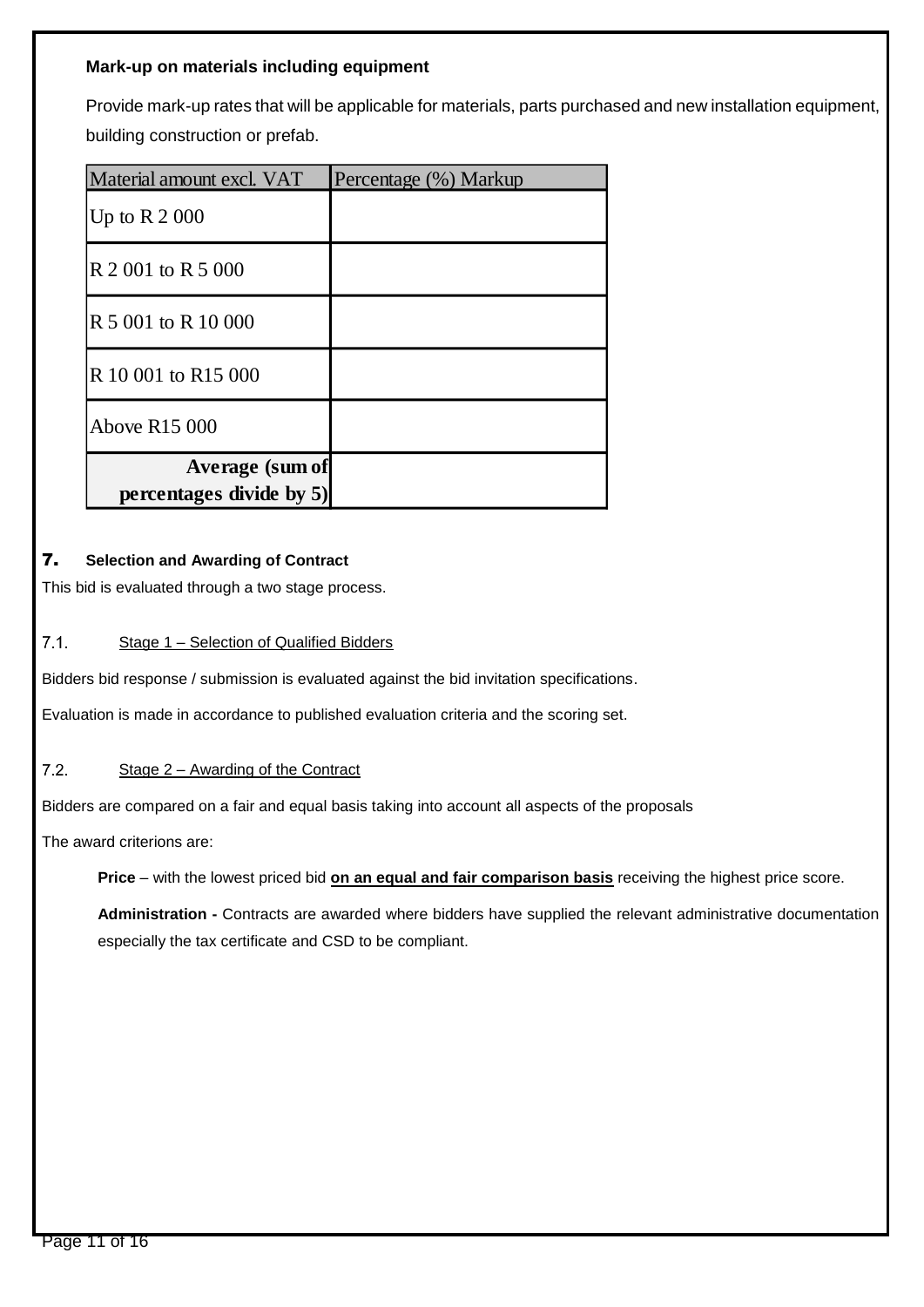**Mark-up on materials including equipment**

Provide mark-up rates that will be applicable for materials, parts purchased and new installation equipment, building construction or prefab.

| Material amount excl. VAT | Percentage (%) Markup |
| --- | --- |
| Up to R 2 000 | |
| R 2 001 to R 5 000 | |
| R 5 001 to R 10 000 | |
| R 10 001 to R15 000 | |
| Above R15 000 | |
| **Average (sum of percentages divide by 5)** | |

## 7. Selection and Awarding of Contract

This bid is evaluated through a two stage process.

### 7.1. Stage 1 – Selection of Qualified Bidders

Bidders bid response / submission is evaluated against the bid invitation specifications.

Evaluation is made in accordance to published evaluation criteria and the scoring set.

### 7.2. Stage 2 – Awarding of the Contract

Bidders are compared on a fair and equal basis taking into account all aspects of the proposals

The award criterions are:

**Price** – with the lowest priced bid **on an equal and fair comparison basis** receiving the highest price score.

**Administration -** Contracts are awarded where bidders have supplied the relevant administrative documentation especially the tax certificate and CSD to be compliant.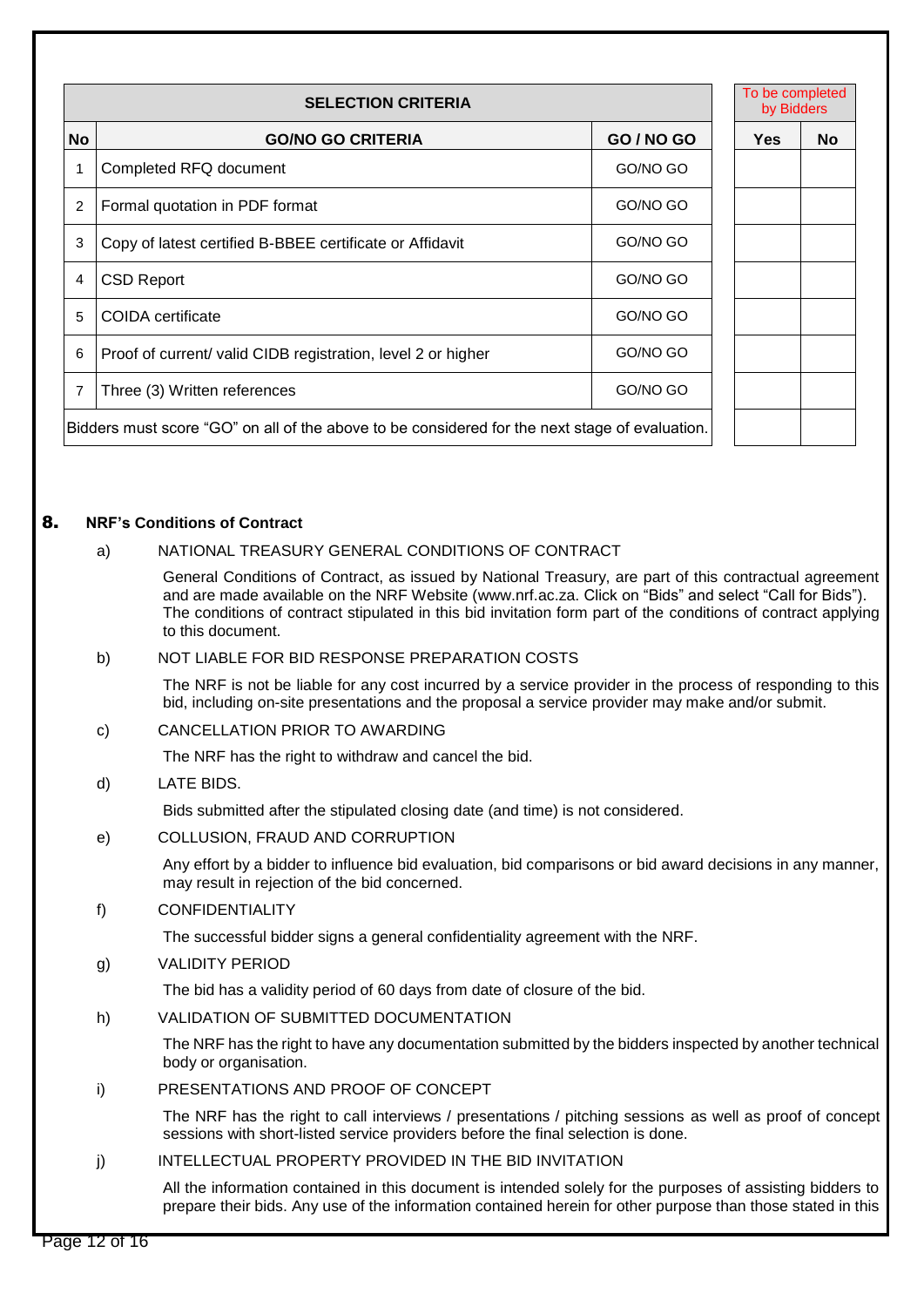| SELECTION CRITERIA | | | To be completed by Bidders | |
|---|---|---|---|---|
| **No** | **GO/NO GO CRITERIA** | **GO / NO GO** | **Yes** | **No** |
| 1 | Completed RFQ document | GO/NO GO | | |
| 2 | Formal quotation in PDF format | GO/NO GO | | |
| 3 | Copy of latest certified B-BBEE certificate or Affidavit | GO/NO GO | | |
| 4 | CSD Report | GO/NO GO | | |
| 5 | COIDA certificate | GO/NO GO | | |
| 6 | Proof of current/ valid CIDB registration, level 2 or higher | GO/NO GO | | |
| 7 | Three (3) Written references | GO/NO GO | | |
| Bidders must score "GO" on all of the above to be considered for the next stage of evaluation. | | | | |

## 8. NRF's Conditions of Contract

a) NATIONAL TREASURY GENERAL CONDITIONS OF CONTRACT

General Conditions of Contract, as issued by National Treasury, are part of this contractual agreement and are made available on the NRF Website (www.nrf.ac.za. Click on "Bids" and select "Call for Bids"). The conditions of contract stipulated in this bid invitation form part of the conditions of contract applying to this document.

b) NOT LIABLE FOR BID RESPONSE PREPARATION COSTS

The NRF is not be liable for any cost incurred by a service provider in the process of responding to this bid, including on-site presentations and the proposal a service provider may make and/or submit.

c) CANCELLATION PRIOR TO AWARDING

The NRF has the right to withdraw and cancel the bid.

d) LATE BIDS.

Bids submitted after the stipulated closing date (and time) is not considered.

e) COLLUSION, FRAUD AND CORRUPTION

Any effort by a bidder to influence bid evaluation, bid comparisons or bid award decisions in any manner, may result in rejection of the bid concerned.

f) CONFIDENTIALITY

The successful bidder signs a general confidentiality agreement with the NRF.

g) VALIDITY PERIOD

The bid has a validity period of 60 days from date of closure of the bid.

h) VALIDATION OF SUBMITTED DOCUMENTATION

The NRF has the right to have any documentation submitted by the bidders inspected by another technical body or organisation.

i) PRESENTATIONS AND PROOF OF CONCEPT

The NRF has the right to call interviews / presentations / pitching sessions as well as proof of concept sessions with short-listed service providers before the final selection is done.

j) INTELLECTUAL PROPERTY PROVIDED IN THE BID INVITATION

All the information contained in this document is intended solely for the purposes of assisting bidders to prepare their bids. Any use of the information contained herein for other purpose than those stated in this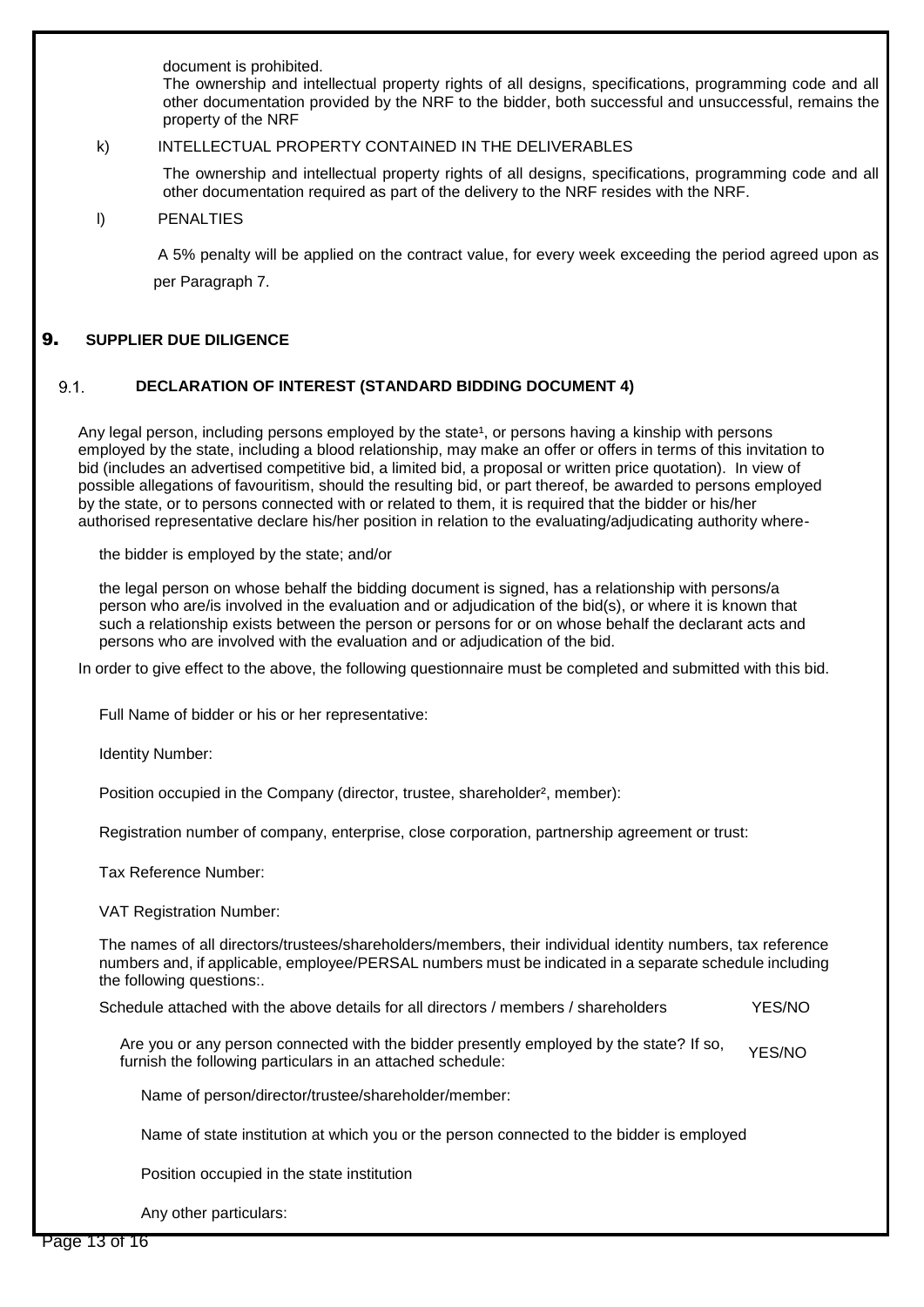document is prohibited.

The ownership and intellectual property rights of all designs, specifications, programming code and all other documentation provided by the NRF to the bidder, both successful and unsuccessful, remains the property of the NRF

k) INTELLECTUAL PROPERTY CONTAINED IN THE DELIVERABLES

The ownership and intellectual property rights of all designs, specifications, programming code and all other documentation required as part of the delivery to the NRF resides with the NRF.

l) PENALTIES

A 5% penalty will be applied on the contract value, for every week exceeding the period agreed upon as per Paragraph 7.

## 9. SUPPLIER DUE DILIGENCE

### 9.1. DECLARATION OF INTEREST (STANDARD BIDDING DOCUMENT 4)

Any legal person, including persons employed by the state[1], or persons having a kinship with persons employed by the state, including a blood relationship, may make an offer or offers in terms of this invitation to bid (includes an advertised competitive bid, a limited bid, a proposal or written price quotation). In view of possible allegations of favouritism, should the resulting bid, or part thereof, be awarded to persons employed by the state, or to persons connected with or related to them, it is required that the bidder or his/her authorised representative declare his/her position in relation to the evaluating/adjudicating authority where-

the bidder is employed by the state; and/or

the legal person on whose behalf the bidding document is signed, has a relationship with persons/a person who are/is involved in the evaluation and or adjudication of the bid(s), or where it is known that such a relationship exists between the person or persons for or on whose behalf the declarant acts and persons who are involved with the evaluation and or adjudication of the bid.

In order to give effect to the above, the following questionnaire must be completed and submitted with this bid.

Full Name of bidder or his or her representative:

Identity Number:

Position occupied in the Company (director, trustee, shareholder[2], member):

Registration number of company, enterprise, close corporation, partnership agreement or trust:

Tax Reference Number:

VAT Registration Number:

The names of all directors/trustees/shareholders/members, their individual identity numbers, tax reference numbers and, if applicable, employee/PERSAL numbers must be indicated in a separate schedule including the following questions:.

Schedule attached with the above details for all directors / members / shareholders YES/NO

Are you or any person connected with the bidder presently employed by the state? If so, furnish the following particulars in an attached schedule: YES/NO

Name of person/director/trustee/shareholder/member:

Name of state institution at which you or the person connected to the bidder is employed

Position occupied in the state institution

Any other particulars: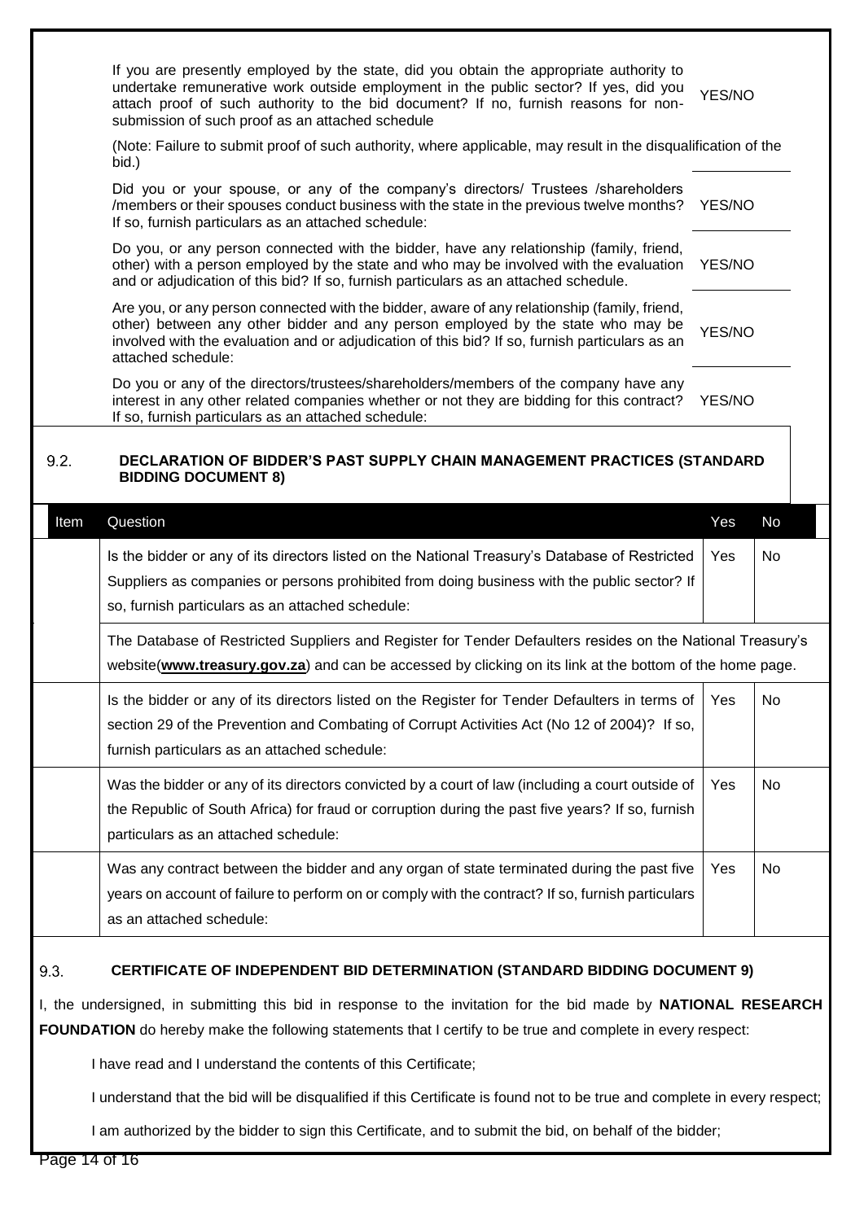| | |
|---|---|
| If you are presently employed by the state, did you obtain the appropriate authority to undertake remunerative work outside employment in the public sector? If yes, did you attach proof of such authority to the bid document? If no, furnish reasons for non-submission of such proof as an attached schedule | YES/NO |
| (Note: Failure to submit proof of such authority, where applicable, may result in the disqualification of the bid.) | |
| Did you or your spouse, or any of the company's directors/ Trustees /shareholders /members or their spouses conduct business with the state in the previous twelve months? If so, furnish particulars as an attached schedule: | YES/NO |
| Do you, or any person connected with the bidder, have any relationship (family, friend, other) with a person employed by the state and who may be involved with the evaluation and or adjudication of this bid? If so, furnish particulars as an attached schedule. | YES/NO |
| Are you, or any person connected with the bidder, aware of any relationship (family, friend, other) between any other bidder and any person employed by the state who may be involved with the evaluation and or adjudication of this bid? If so, furnish particulars as an attached schedule: | YES/NO |
| Do you or any of the directors/trustees/shareholders/members of the company have any interest in any other related companies whether or not they are bidding for this contract? If so, furnish particulars as an attached schedule: | YES/NO |

## 9.2. DECLARATION OF BIDDER'S PAST SUPPLY CHAIN MANAGEMENT PRACTICES (STANDARD BIDDING DOCUMENT 8)

| Item | Question | Yes | No |
|---|---|---|---|
| | Is the bidder or any of its directors listed on the National Treasury's Database of Restricted Suppliers as companies or persons prohibited from doing business with the public sector? If so, furnish particulars as an attached schedule: | Yes | No |
| | The Database of Restricted Suppliers and Register for Tender Defaulters resides on the National Treasury's website(**www.treasury.gov.za**) and can be accessed by clicking on its link at the bottom of the home page. | | |
| | Is the bidder or any of its directors listed on the Register for Tender Defaulters in terms of section 29 of the Prevention and Combating of Corrupt Activities Act (No 12 of 2004)? If so, furnish particulars as an attached schedule: | Yes | No |
| | Was the bidder or any of its directors convicted by a court of law (including a court outside of the Republic of South Africa) for fraud or corruption during the past five years? If so, furnish particulars as an attached schedule: | Yes | No |
| | Was any contract between the bidder and any organ of state terminated during the past five years on account of failure to perform on or comply with the contract? If so, furnish particulars as an attached schedule: | Yes | No |

## 9.3. CERTIFICATE OF INDEPENDENT BID DETERMINATION (STANDARD BIDDING DOCUMENT 9)

I, the undersigned, in submitting this bid in response to the invitation for the bid made by **NATIONAL RESEARCH FOUNDATION** do hereby make the following statements that I certify to be true and complete in every respect:

I have read and I understand the contents of this Certificate;

I understand that the bid will be disqualified if this Certificate is found not to be true and complete in every respect;

I am authorized by the bidder to sign this Certificate, and to submit the bid, on behalf of the bidder;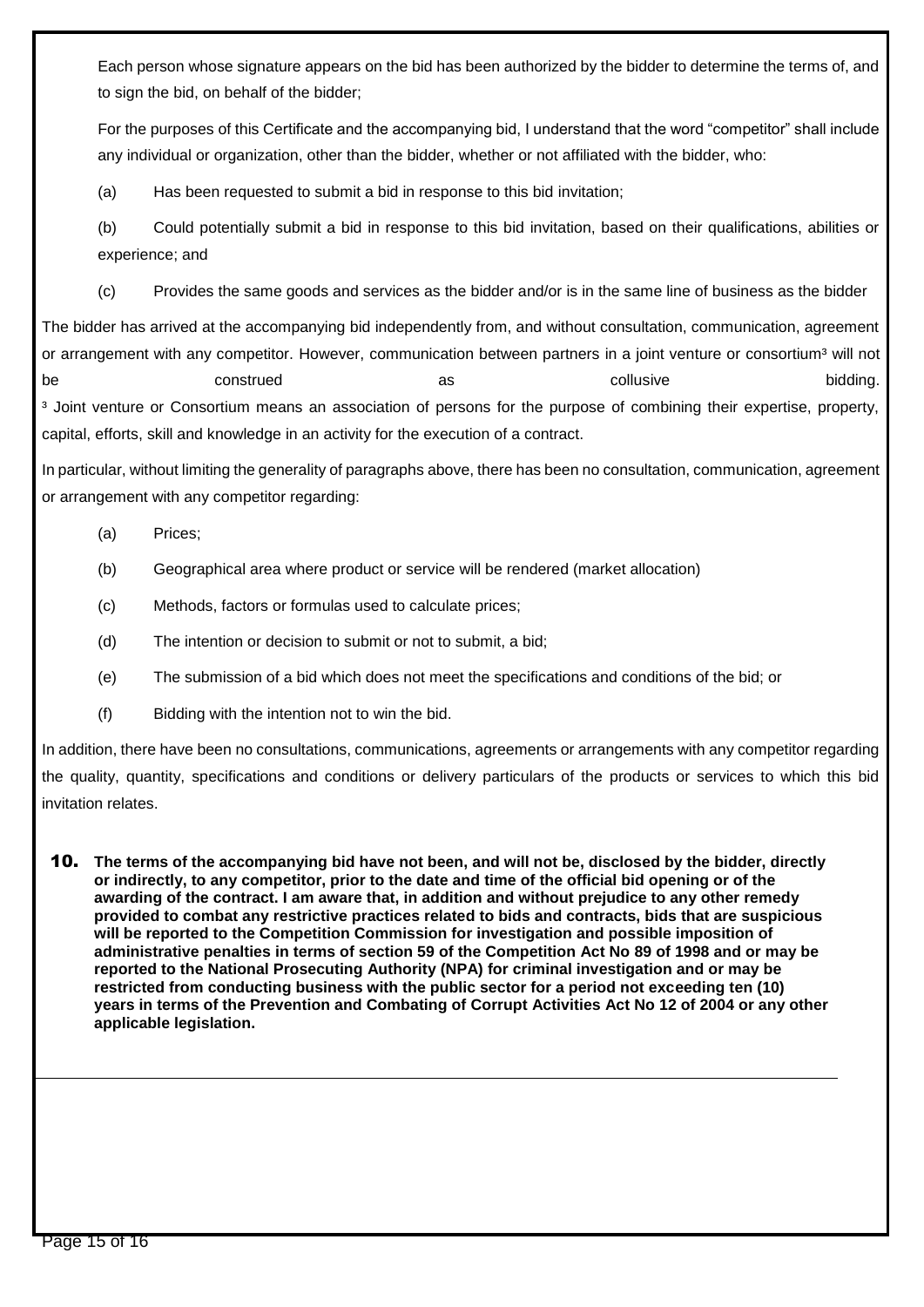Each person whose signature appears on the bid has been authorized by the bidder to determine the terms of, and to sign the bid, on behalf of the bidder;

For the purposes of this Certificate and the accompanying bid, I understand that the word "competitor" shall include any individual or organization, other than the bidder, whether or not affiliated with the bidder, who:

(a) Has been requested to submit a bid in response to this bid invitation;

(b) Could potentially submit a bid in response to this bid invitation, based on their qualifications, abilities or experience; and

(c) Provides the same goods and services as the bidder and/or is in the same line of business as the bidder

The bidder has arrived at the accompanying bid independently from, and without consultation, communication, agreement or arrangement with any competitor. However, communication between partners in a joint venture or consortium[3] will not be construed as collusive bidding.

[3] Joint venture or Consortium means an association of persons for the purpose of combining their expertise, property, capital, efforts, skill and knowledge in an activity for the execution of a contract.

In particular, without limiting the generality of paragraphs above, there has been no consultation, communication, agreement or arrangement with any competitor regarding:

(a) Prices;

(b) Geographical area where product or service will be rendered (market allocation)

(c) Methods, factors or formulas used to calculate prices;

(d) The intention or decision to submit or not to submit, a bid;

(e) The submission of a bid which does not meet the specifications and conditions of the bid; or

(f) Bidding with the intention not to win the bid.

In addition, there have been no consultations, communications, agreements or arrangements with any competitor regarding the quality, quantity, specifications and conditions or delivery particulars of the products or services to which this bid invitation relates.

**10. The terms of the accompanying bid have not been, and will not be, disclosed by the bidder, directly or indirectly, to any competitor, prior to the date and time of the official bid opening or of the awarding of the contract. I am aware that, in addition and without prejudice to any other remedy provided to combat any restrictive practices related to bids and contracts, bids that are suspicious will be reported to the Competition Commission for investigation and possible imposition of administrative penalties in terms of section 59 of the Competition Act No 89 of 1998 and or may be reported to the National Prosecuting Authority (NPA) for criminal investigation and or may be restricted from conducting business with the public sector for a period not exceeding ten (10) years in terms of the Prevention and Combating of Corrupt Activities Act No 12 of 2004 or any other applicable legislation.**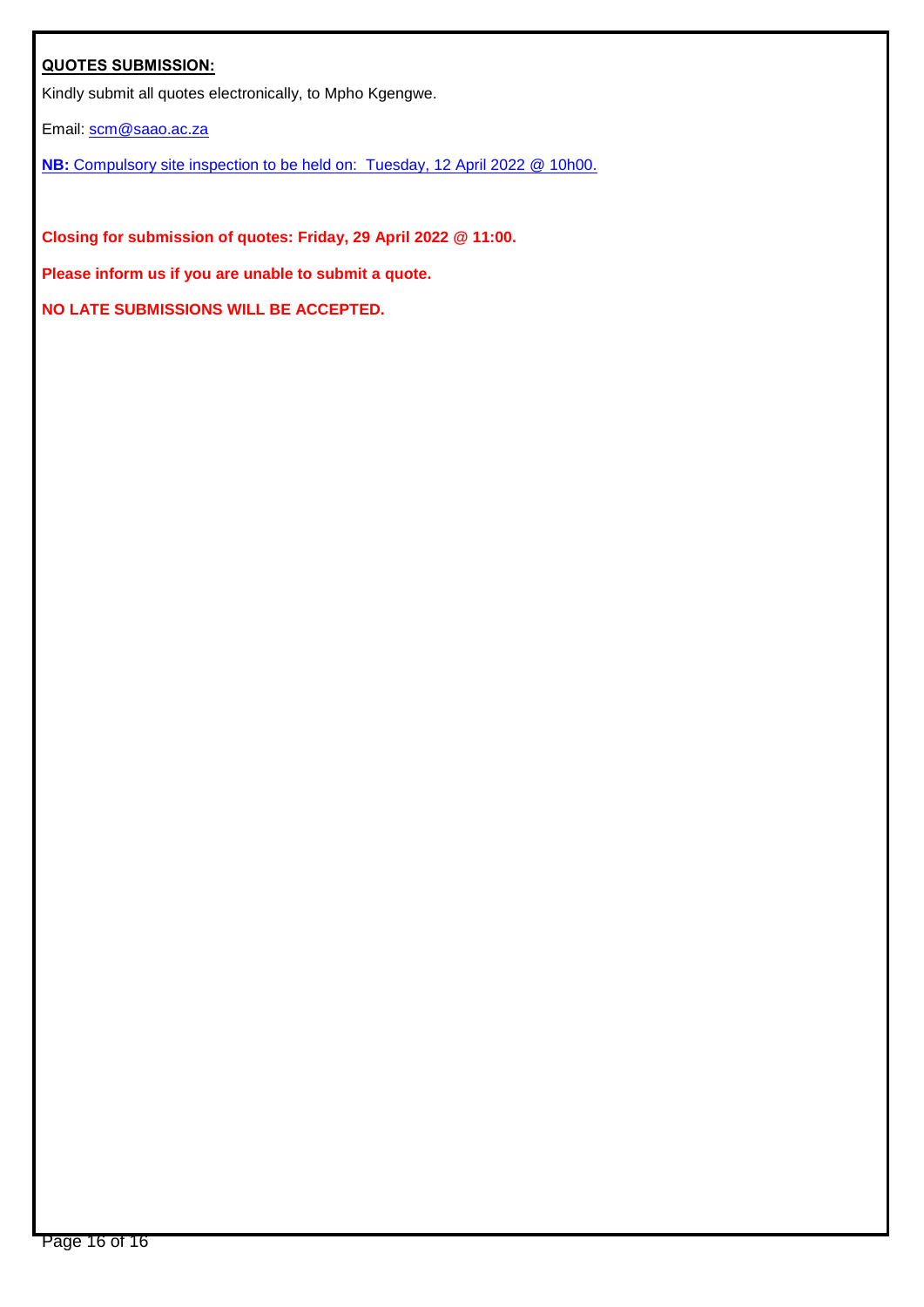**QUOTES SUBMISSION:**

Kindly submit all quotes electronically, to Mpho Kgengwe.

Email: scm@saao.ac.za

**NB:** Compulsory site inspection to be held on: Tuesday, 12 April 2022 @ 10h00.

**Closing for submission of quotes: Friday, 29 April 2022 @ 11:00.**

**Please inform us if you are unable to submit a quote.**

**NO LATE SUBMISSIONS WILL BE ACCEPTED.**